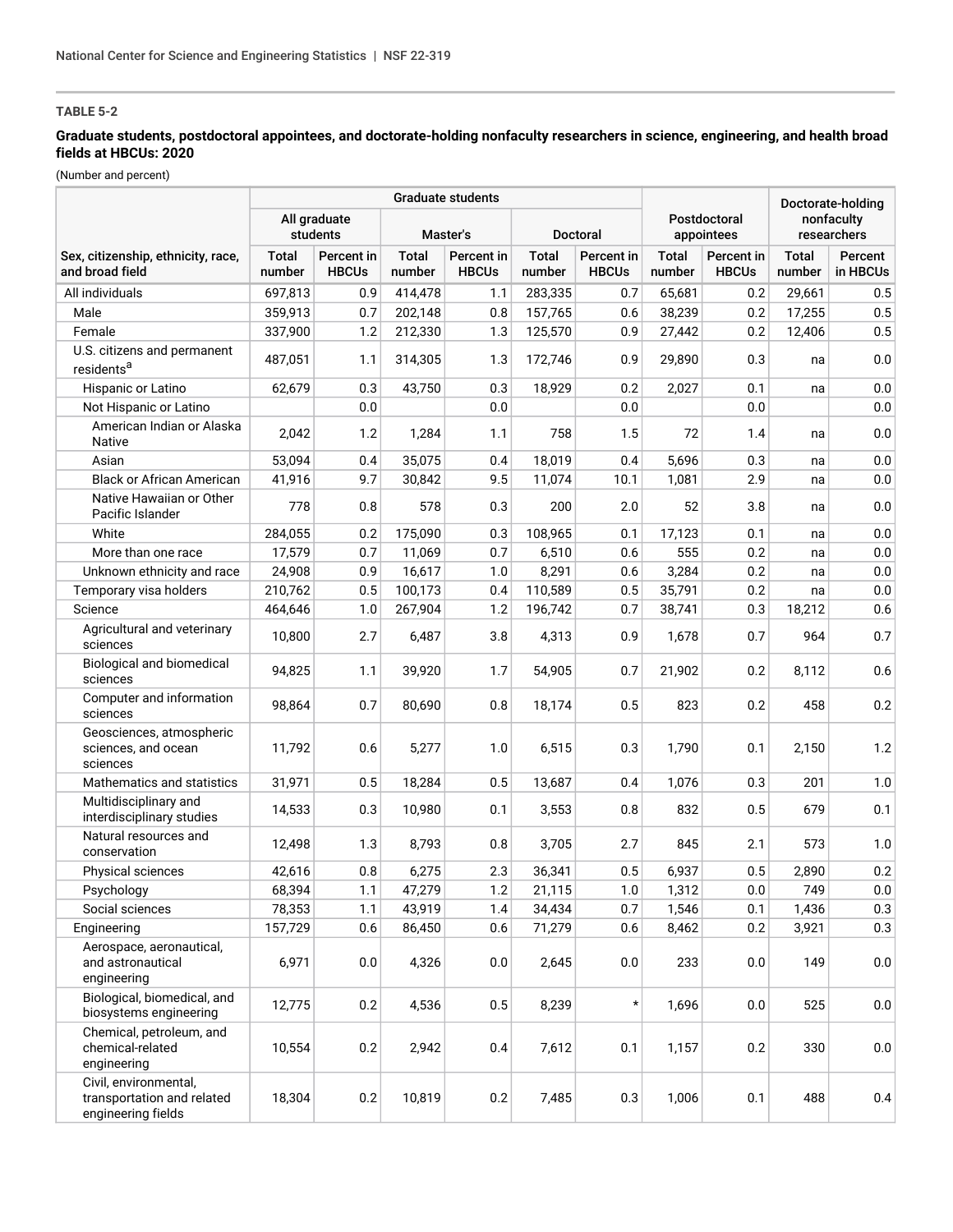**TABLE 5-2**

**Graduate students, postdoctoral appointees, and doctorate-holding nonfaculty researchers in science, engineering, and health broad fields at HBCUs: 2020**

(Number and percent)

| Sex, citizenship, ethnicity, race, and broad field | Graduate students | | | | | | Postdoctoral appointees | | Doctorate-holding nonfaculty researchers | |
|---|---|---|---|---|---|---|---|---|---|---|
| | All graduate students | | Master's | | Doctoral | | | | | |
| | Total number | Percent in HBCUs | Total number | Percent in HBCUs | Total number | Percent in HBCUs | Total number | Percent in HBCUs | Total number | Percent in HBCUs |
| All individuals | 697,813 | 0.9 | 414,478 | 1.1 | 283,335 | 0.7 | 65,681 | 0.2 | 29,661 | 0.5 |
| Male | 359,913 | 0.7 | 202,148 | 0.8 | 157,765 | 0.6 | 38,239 | 0.2 | 17,255 | 0.5 |
| Female | 337,900 | 1.2 | 212,330 | 1.3 | 125,570 | 0.9 | 27,442 | 0.2 | 12,406 | 0.5 |
| U.S. citizens and permanent residents[a] | 487,051 | 1.1 | 314,305 | 1.3 | 172,746 | 0.9 | 29,890 | 0.3 | na | 0.0 |
| Hispanic or Latino | 62,679 | 0.3 | 43,750 | 0.3 | 18,929 | 0.2 | 2,027 | 0.1 | na | 0.0 |
| Not Hispanic or Latino | | 0.0 | | 0.0 | | 0.0 | | 0.0 | | 0.0 |
| American Indian or Alaska Native | 2,042 | 1.2 | 1,284 | 1.1 | 758 | 1.5 | 72 | 1.4 | na | 0.0 |
| Asian | 53,094 | 0.4 | 35,075 | 0.4 | 18,019 | 0.4 | 5,696 | 0.3 | na | 0.0 |
| Black or African American | 41,916 | 9.7 | 30,842 | 9.5 | 11,074 | 10.1 | 1,081 | 2.9 | na | 0.0 |
| Native Hawaiian or Other Pacific Islander | 778 | 0.8 | 578 | 0.3 | 200 | 2.0 | 52 | 3.8 | na | 0.0 |
| White | 284,055 | 0.2 | 175,090 | 0.3 | 108,965 | 0.1 | 17,123 | 0.1 | na | 0.0 |
| More than one race | 17,579 | 0.7 | 11,069 | 0.7 | 6,510 | 0.6 | 555 | 0.2 | na | 0.0 |
| Unknown ethnicity and race | 24,908 | 0.9 | 16,617 | 1.0 | 8,291 | 0.6 | 3,284 | 0.2 | na | 0.0 |
| Temporary visa holders | 210,762 | 0.5 | 100,173 | 0.4 | 110,589 | 0.5 | 35,791 | 0.2 | na | 0.0 |
| Science | 464,646 | 1.0 | 267,904 | 1.2 | 196,742 | 0.7 | 38,741 | 0.3 | 18,212 | 0.6 |
| Agricultural and veterinary sciences | 10,800 | 2.7 | 6,487 | 3.8 | 4,313 | 0.9 | 1,678 | 0.7 | 964 | 0.7 |
| Biological and biomedical sciences | 94,825 | 1.1 | 39,920 | 1.7 | 54,905 | 0.7 | 21,902 | 0.2 | 8,112 | 0.6 |
| Computer and information sciences | 98,864 | 0.7 | 80,690 | 0.8 | 18,174 | 0.5 | 823 | 0.2 | 458 | 0.2 |
| Geosciences, atmospheric sciences, and ocean sciences | 11,792 | 0.6 | 5,277 | 1.0 | 6,515 | 0.3 | 1,790 | 0.1 | 2,150 | 1.2 |
| Mathematics and statistics | 31,971 | 0.5 | 18,284 | 0.5 | 13,687 | 0.4 | 1,076 | 0.3 | 201 | 1.0 |
| Multidisciplinary and interdisciplinary studies | 14,533 | 0.3 | 10,980 | 0.1 | 3,553 | 0.8 | 832 | 0.5 | 679 | 0.1 |
| Natural resources and conservation | 12,498 | 1.3 | 8,793 | 0.8 | 3,705 | 2.7 | 845 | 2.1 | 573 | 1.0 |
| Physical sciences | 42,616 | 0.8 | 6,275 | 2.3 | 36,341 | 0.5 | 6,937 | 0.5 | 2,890 | 0.2 |
| Psychology | 68,394 | 1.1 | 47,279 | 1.2 | 21,115 | 1.0 | 1,312 | 0.0 | 749 | 0.0 |
| Social sciences | 78,353 | 1.1 | 43,919 | 1.4 | 34,434 | 0.7 | 1,546 | 0.1 | 1,436 | 0.3 |
| Engineering | 157,729 | 0.6 | 86,450 | 0.6 | 71,279 | 0.6 | 8,462 | 0.2 | 3,921 | 0.3 |
| Aerospace, aeronautical, and astronautical engineering | 6,971 | 0.0 | 4,326 | 0.0 | 2,645 | 0.0 | 233 | 0.0 | 149 | 0.0 |
| Biological, biomedical, and biosystems engineering | 12,775 | 0.2 | 4,536 | 0.5 | 8,239 | * | 1,696 | 0.0 | 525 | 0.0 |
| Chemical, petroleum, and chemical-related engineering | 10,554 | 0.2 | 2,942 | 0.4 | 7,612 | 0.1 | 1,157 | 0.2 | 330 | 0.0 |
| Civil, environmental, transportation and related engineering fields | 18,304 | 0.2 | 10,819 | 0.2 | 7,485 | 0.3 | 1,006 | 0.1 | 488 | 0.4 |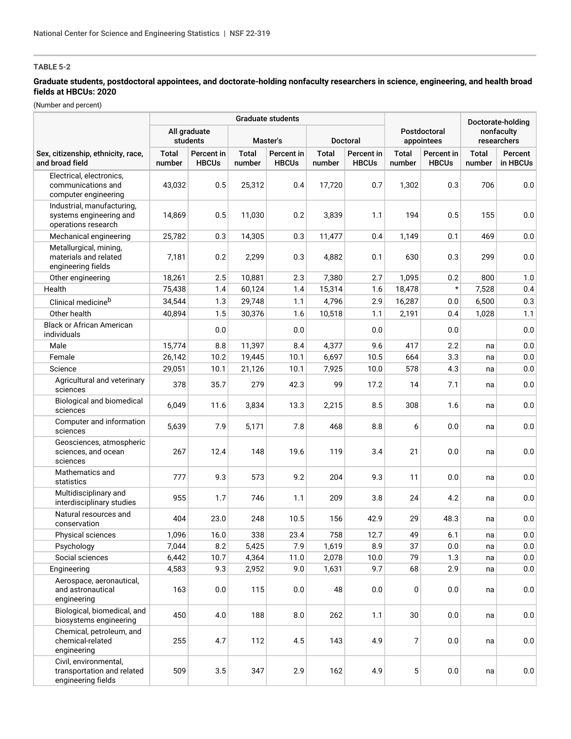**TABLE 5-2**

**Graduate students, postdoctoral appointees, and doctorate-holding nonfaculty researchers in science, engineering, and health broad fields at HBCUs: 2020**

(Number and percent)

| | Graduate students | | | | | | Postdoctoral appointees | | Doctorate-holding nonfaculty researchers | |
|---|---|---|---|---|---|---|---|---|---|---|
| | All graduate students | | Master's | | Doctoral | | | | | |
| Sex, citizenship, ethnicity, race, and broad field | Total number | Percent in HBCUs | Total number | Percent in HBCUs | Total number | Percent in HBCUs | Total number | Percent in HBCUs | Total number | Percent in HBCUs |
| Electrical, electronics, communications and computer engineering | 43,032 | 0.5 | 25,312 | 0.4 | 17,720 | 0.7 | 1,302 | 0.3 | 706 | 0.0 |
| Industrial, manufacturing, systems engineering and operations research | 14,869 | 0.5 | 11,030 | 0.2 | 3,839 | 1.1 | 194 | 0.5 | 155 | 0.0 |
| Mechanical engineering | 25,782 | 0.3 | 14,305 | 0.3 | 11,477 | 0.4 | 1,149 | 0.1 | 469 | 0.0 |
| Metallurgical, mining, materials and related engineering fields | 7,181 | 0.2 | 2,299 | 0.3 | 4,882 | 0.1 | 630 | 0.3 | 299 | 0.0 |
| Other engineering | 18,261 | 2.5 | 10,881 | 2.3 | 7,380 | 2.7 | 1,095 | 0.2 | 800 | 1.0 |
| Health | 75,438 | 1.4 | 60,124 | 1.4 | 15,314 | 1.6 | 18,478 | * | 7,528 | 0.4 |
| Clinical medicine[b] | 34,544 | 1.3 | 29,748 | 1.1 | 4,796 | 2.9 | 16,287 | 0.0 | 6,500 | 0.3 |
| Other health | 40,894 | 1.5 | 30,376 | 1.6 | 10,518 | 1.1 | 2,191 | 0.4 | 1,028 | 1.1 |
| Black or African American individuals | | 0.0 | | 0.0 | | 0.0 | | 0.0 | | 0.0 |
| Male | 15,774 | 8.8 | 11,397 | 8.4 | 4,377 | 9.6 | 417 | 2.2 | na | 0.0 |
| Female | 26,142 | 10.2 | 19,445 | 10.1 | 6,697 | 10.5 | 664 | 3.3 | na | 0.0 |
| Science | 29,051 | 10.1 | 21,126 | 10.1 | 7,925 | 10.0 | 578 | 4.3 | na | 0.0 |
| Agricultural and veterinary sciences | 378 | 35.7 | 279 | 42.3 | 99 | 17.2 | 14 | 7.1 | na | 0.0 |
| Biological and biomedical sciences | 6,049 | 11.6 | 3,834 | 13.3 | 2,215 | 8.5 | 308 | 1.6 | na | 0.0 |
| Computer and information sciences | 5,639 | 7.9 | 5,171 | 7.8 | 468 | 8.8 | 6 | 0.0 | na | 0.0 |
| Geosciences, atmospheric sciences, and ocean sciences | 267 | 12.4 | 148 | 19.6 | 119 | 3.4 | 21 | 0.0 | na | 0.0 |
| Mathematics and statistics | 777 | 9.3 | 573 | 9.2 | 204 | 9.3 | 11 | 0.0 | na | 0.0 |
| Multidisciplinary and interdisciplinary studies | 955 | 1.7 | 746 | 1.1 | 209 | 3.8 | 24 | 4.2 | na | 0.0 |
| Natural resources and conservation | 404 | 23.0 | 248 | 10.5 | 156 | 42.9 | 29 | 48.3 | na | 0.0 |
| Physical sciences | 1,096 | 16.0 | 338 | 23.4 | 758 | 12.7 | 49 | 6.1 | na | 0.0 |
| Psychology | 7,044 | 8.2 | 5,425 | 7.9 | 1,619 | 8.9 | 37 | 0.0 | na | 0.0 |
| Social sciences | 6,442 | 10.7 | 4,364 | 11.0 | 2,078 | 10.0 | 79 | 1.3 | na | 0.0 |
| Engineering | 4,583 | 9.3 | 2,952 | 9.0 | 1,631 | 9.7 | 68 | 2.9 | na | 0.0 |
| Aerospace, aeronautical, and astronautical engineering | 163 | 0.0 | 115 | 0.0 | 48 | 0.0 | 0 | 0.0 | na | 0.0 |
| Biological, biomedical, and biosystems engineering | 450 | 4.0 | 188 | 8.0 | 262 | 1.1 | 30 | 0.0 | na | 0.0 |
| Chemical, petroleum, and chemical-related engineering | 255 | 4.7 | 112 | 4.5 | 143 | 4.9 | 7 | 0.0 | na | 0.0 |
| Civil, environmental, transportation and related engineering fields | 509 | 3.5 | 347 | 2.9 | 162 | 4.9 | 5 | 0.0 | na | 0.0 |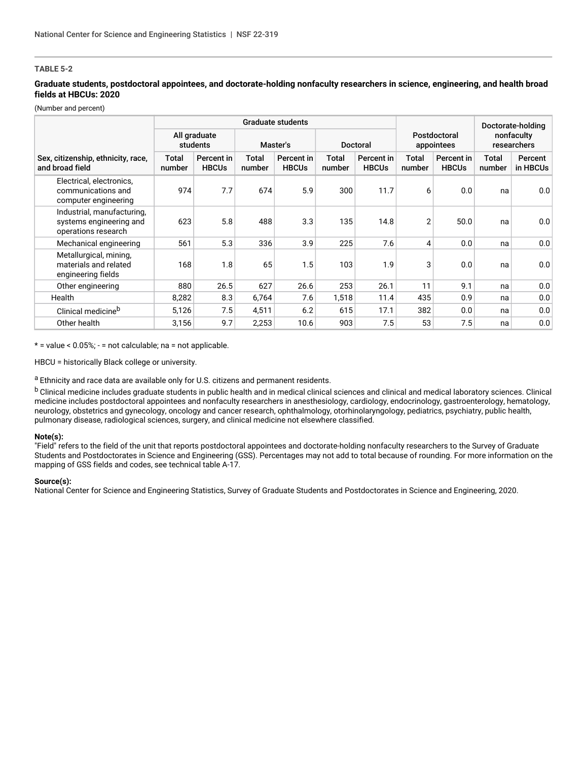**TABLE 5-2**

**Graduate students, postdoctoral appointees, and doctorate-holding nonfaculty researchers in science, engineering, and health broad fields at HBCUs: 2020**

(Number and percent)

| | Graduate students | | | | | | Postdoctoral appointees | | Doctorate-holding nonfaculty researchers | |
|---|---|---|---|---|---|---|---|---|---|---|
| | All graduate students | | Master's | | Doctoral | | | | | |
| Sex, citizenship, ethnicity, race, and broad field | Total number | Percent in HBCUs | Total number | Percent in HBCUs | Total number | Percent in HBCUs | Total number | Percent in HBCUs | Total number | Percent in HBCUs |
| Electrical, electronics, communications and computer engineering | 974 | 7.7 | 674 | 5.9 | 300 | 11.7 | 6 | 0.0 | na | 0.0 |
| Industrial, manufacturing, systems engineering and operations research | 623 | 5.8 | 488 | 3.3 | 135 | 14.8 | 2 | 50.0 | na | 0.0 |
| Mechanical engineering | 561 | 5.3 | 336 | 3.9 | 225 | 7.6 | 4 | 0.0 | na | 0.0 |
| Metallurgical, mining, materials and related engineering fields | 168 | 1.8 | 65 | 1.5 | 103 | 1.9 | 3 | 0.0 | na | 0.0 |
| Other engineering | 880 | 26.5 | 627 | 26.6 | 253 | 26.1 | 11 | 9.1 | na | 0.0 |
| Health | 8,282 | 8.3 | 6,764 | 7.6 | 1,518 | 11.4 | 435 | 0.9 | na | 0.0 |
| Clinical medicine[b] | 5,126 | 7.5 | 4,511 | 6.2 | 615 | 17.1 | 382 | 0.0 | na | 0.0 |
| Other health | 3,156 | 9.7 | 2,253 | 10.6 | 903 | 7.5 | 53 | 7.5 | na | 0.0 |

* = value < 0.05%; - = not calculable; na = not applicable.

HBCU = historically Black college or university.

[a] Ethnicity and race data are available only for U.S. citizens and permanent residents.

[b] Clinical medicine includes graduate students in public health and in medical clinical sciences and clinical and medical laboratory sciences. Clinical medicine includes postdoctoral appointees and nonfaculty researchers in anesthesiology, cardiology, endocrinology, gastroenterology, hematology, neurology, obstetrics and gynecology, oncology and cancer research, ophthalmology, otorhinolaryngology, pediatrics, psychiatry, public health, pulmonary disease, radiological sciences, surgery, and clinical medicine not elsewhere classified.

**Note(s):**
"Field" refers to the field of the unit that reports postdoctoral appointees and doctorate-holding nonfaculty researchers to the Survey of Graduate Students and Postdoctorates in Science and Engineering (GSS). Percentages may not add to total because of rounding. For more information on the mapping of GSS fields and codes, see technical table A-17.

**Source(s):**
National Center for Science and Engineering Statistics, Survey of Graduate Students and Postdoctorates in Science and Engineering, 2020.